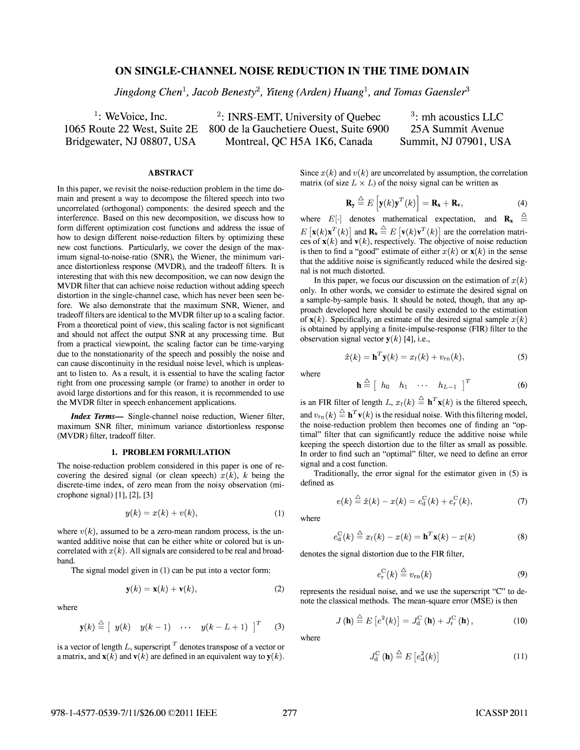# ON SINGLE-CHANNEL NOISE REDUCTION IN THE TIME DOMAIN

*Jingdong Chen*[1], *Jacob Benesty*[2], *Yiteng (Arden) Huang*[1], *and Tomas Gaensler*[3]

[1]: WeVoice, Inc.
1065 Route 22 West, Suite 2E
Bridgewater, NJ 08807, USA

[2]: INRS-EMT, University of Quebec
800 de la Gauchetiere Ouest, Suite 6900
Montreal, QC H5A 1K6, Canada

[3]: mh acoustics LLC
25A Summit Avenue
Summit, NJ 07901, USA

## ABSTRACT

In this paper, we revisit the noise-reduction problem in the time domain and present a way to decompose the filtered speech into two uncorrelated (orthogonal) components: the desired speech and the interference. Based on this new decomposition, we discuss how to form different optimization cost functions and address the issue of how to design different noise-reduction filters by optimizing these new cost functions. Particularly, we cover the design of the maximum signal-to-noise-ratio (SNR), the Wiener, the minimum variance distortionless response (MVDR), and the tradeoff filters. It is interesting that with this new decomposition, we can now design the MVDR filter that can achieve noise reduction without adding speech distortion in the single-channel case, which has never been seen before. We also demonstrate that the maximum SNR, Wiener, and tradeoff filters are identical to the MVDR filter up to a scaling factor. From a theoretical point of view, this scaling factor is not significant and should not affect the output SNR at any processing time. But from a practical viewpoint, the scaling factor can be time-varying due to the nonstationarity of the speech and possibly the noise and can cause discontinuity in the residual noise level, which is unpleasant to listen to. As a result, it is essential to have the scaling factor right from one processing sample (or frame) to another in order to avoid large distortions and for this reason, it is recommended to use the MVDR filter in speech enhancement applications.

***Index Terms*—** Single-channel noise reduction, Wiener filter, maximum SNR filter, minimum variance distortionless response (MVDR) filter, tradeoff filter.

## 1. PROBLEM FORMULATION

The noise-reduction problem considered in this paper is one of recovering the desired signal (or clean speech) $x(k)$, $k$ being the discrete-time index, of zero mean from the noisy observation (microphone signal) [1], [2], [3]

$$y(k) = x(k) + v(k), \tag{1}$$

where $v(k)$, assumed to be a zero-mean random process, is the unwanted additive noise that can be either white or colored but is uncorrelated with $x(k)$. All signals are considered to be real and broadband.

The signal model given in (1) can be put into a vector form:

$$\mathbf{y}(k) = \mathbf{x}(k) + \mathbf{v}(k), \tag{2}$$

where

$$\mathbf{y}(k) \triangleq \begin{bmatrix} y(k) & y(k-1) & \cdots & y(k-L+1) \end{bmatrix}^T \tag{3}$$

is a vector of length $L$, superscript $^T$ denotes transpose of a vector or a matrix, and $\mathbf{x}(k)$ and $\mathbf{v}(k)$ are defined in an equivalent way to $\mathbf{y}(k)$. Since $x(k)$ and $v(k)$ are uncorrelated by assumption, the correlation matrix (of size $L \times L$) of the noisy signal can be written as

$$\mathbf{R}_{\mathbf{y}} \triangleq E\left[\mathbf{y}(k)\mathbf{y}^T(k)\right] = \mathbf{R}_{\mathbf{x}} + \mathbf{R}_{\mathbf{v}}, \tag{4}$$

where $E[\cdot]$ denotes mathematical expectation, and $\mathbf{R}_{\mathbf{x}} \triangleq E\left[\mathbf{x}(k)\mathbf{x}^T(k)\right]$ and $\mathbf{R}_{\mathbf{v}} \triangleq E\left[\mathbf{v}(k)\mathbf{v}^T(k)\right]$ are the correlation matrices of $\mathbf{x}(k)$ and $\mathbf{v}(k)$, respectively. The objective of noise reduction is then to find a "good" estimate of either $x(k)$ or $\mathbf{x}(k)$ in the sense that the additive noise is significantly reduced while the desired signal is not much distorted.

In this paper, we focus our discussion on the estimation of $x(k)$ only. In other words, we consider to estimate the desired signal on a sample-by-sample basis. It should be noted, though, that any approach developed here should be easily extended to the estimation of $\mathbf{x}(k)$. Specifically, an estimate of the desired signal sample $x(k)$ is obtained by applying a finite-impulse-response (FIR) filter to the observation signal vector $\mathbf{y}(k)$ [4], i.e.,

$$\hat{x}(k) = \mathbf{h}^T\mathbf{y}(k) = x_{\mathrm{f}}(k) + v_{\mathrm{rn}}(k), \tag{5}$$

where

$$\mathbf{h} \triangleq \begin{bmatrix} h_0 & h_1 & \cdots & h_{L-1} \end{bmatrix}^T \tag{6}$$

is an FIR filter of length $L$, $x_{\mathrm{f}}(k) \triangleq \mathbf{h}^T\mathbf{x}(k)$ is the filtered speech, and $v_{\mathrm{rn}}(k) \triangleq \mathbf{h}^T\mathbf{v}(k)$ is the residual noise. With this filtering model, the noise-reduction problem then becomes one of finding an "optimal" filter that can significantly reduce the additive noise while keeping the speech distortion due to the filter as small as possible. In order to find such an "optimal" filter, we need to define an error signal and a cost function.

Traditionally, the error signal for the estimator given in (5) is defined as

$$e(k) \triangleq \hat{x}(k) - x(k) = e_{\mathrm{d}}^{\mathrm{C}}(k) + e_{\mathrm{r}}^{\mathrm{C}}(k), \tag{7}$$

where

$$e_{\mathrm{d}}^{\mathrm{C}}(k) \triangleq x_{\mathrm{f}}(k) - x(k) = \mathbf{h}^T\mathbf{x}(k) - x(k) \tag{8}$$

denotes the signal distortion due to the FIR filter,

$$e_{\mathrm{r}}^{\mathrm{C}}(k) \triangleq v_{\mathrm{rn}}(k) \tag{9}$$

represents the residual noise, and we use the superscript "C" to denote the classical methods. The mean-square error (MSE) is then

$$J(\mathbf{h}) \triangleq E\left[e^2(k)\right] = J_{\mathrm{d}}^{\mathrm{C}}(\mathbf{h}) + J_{\mathrm{r}}^{\mathrm{C}}(\mathbf{h}), \tag{10}$$

where

$$J_{\mathrm{d}}^{\mathrm{C}}(\mathbf{h}) \triangleq E\left[e_{\mathrm{d}}^2(k)\right] \tag{11}$$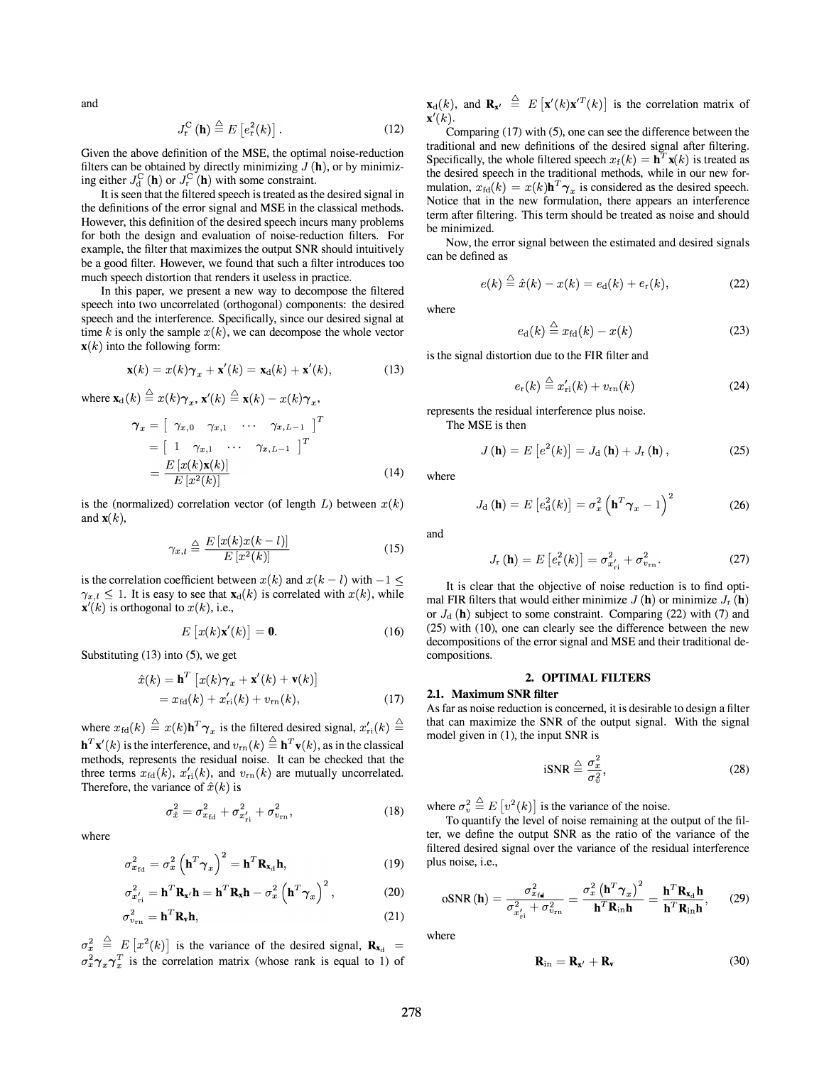and

$$J_{\mathrm{r}}^{\mathrm{C}}(\mathbf{h}) \triangleq E\left[e_{\mathrm{r}}^2(k)\right]. \tag{12}$$

Given the above definition of the MSE, the optimal noise-reduction filters can be obtained by directly minimizing $J(\mathbf{h})$, or by minimizing either $J_{\mathrm{d}}^{\mathrm{C}}(\mathbf{h})$ or $J_{\mathrm{r}}^{\mathrm{C}}(\mathbf{h})$ with some constraint.

It is seen that the filtered speech is treated as the desired signal in the definitions of the error signal and MSE in the classical methods. However, this definition of the desired speech incurs many problems for both the design and evaluation of noise-reduction filters. For example, the filter that maximizes the output SNR should intuitively be a good filter. However, we found that such a filter introduces too much speech distortion that renders it useless in practice.

In this paper, we present a new way to decompose the filtered speech into two uncorrelated (orthogonal) components: the desired speech and the interference. Specifically, since our desired signal at time $k$ is only the sample $x(k)$, we can decompose the whole vector $\mathbf{x}(k)$ into the following form:

$$\mathbf{x}(k) = x(k)\boldsymbol{\gamma}_x + \mathbf{x}'(k) = \mathbf{x}_{\mathrm{d}}(k) + \mathbf{x}'(k), \tag{13}$$

where $\mathbf{x}_{\mathrm{d}}(k) \triangleq x(k)\boldsymbol{\gamma}_x$, $\mathbf{x}'(k) \triangleq \mathbf{x}(k) - x(k)\boldsymbol{\gamma}_x$,

$$\begin{aligned}\boldsymbol{\gamma}_x &= \begin{bmatrix} \gamma_{x,0} & \gamma_{x,1} & \cdots & \gamma_{x,L-1} \end{bmatrix}^T \\ &= \begin{bmatrix} 1 & \gamma_{x,1} & \cdots & \gamma_{x,L-1} \end{bmatrix}^T \\ &= \frac{E\left[x(k)\mathbf{x}(k)\right]}{E\left[x^2(k)\right]}\end{aligned} \tag{14}$$

is the (normalized) correlation vector (of length $L$) between $x(k)$ and $\mathbf{x}(k)$,

$$\gamma_{x,l} \triangleq \frac{E\left[x(k)x(k-l)\right]}{E\left[x^2(k)\right]} \tag{15}$$

is the correlation coefficient between $x(k)$ and $x(k-l)$ with $-1 \leq \gamma_{x,l} \leq 1$. It is easy to see that $\mathbf{x}_{\mathrm{d}}(k)$ is correlated with $x(k)$, while $\mathbf{x}'(k)$ is orthogonal to $x(k)$, i.e.,

$$E\left[x(k)\mathbf{x}'(k)\right] = \mathbf{0}. \tag{16}$$

Substituting (13) into (5), we get

$$\begin{aligned}\hat{x}(k) &= \mathbf{h}^T\left[x(k)\boldsymbol{\gamma}_x + \mathbf{x}'(k) + \mathbf{v}(k)\right] \\ &= x_{\mathrm{fd}}(k) + x'_{\mathrm{ri}}(k) + v_{\mathrm{rn}}(k),\end{aligned} \tag{17}$$

where $x_{\mathrm{fd}}(k) \triangleq x(k)\mathbf{h}^T\boldsymbol{\gamma}_x$ is the filtered desired signal, $x'_{\mathrm{ri}}(k) \triangleq \mathbf{h}^T\mathbf{x}'(k)$ is the interference, and $v_{\mathrm{rn}}(k) \triangleq \mathbf{h}^T\mathbf{v}(k)$, as in the classical methods, represents the residual noise. It can be checked that the three terms $x_{\mathrm{fd}}(k)$, $x'_{\mathrm{ri}}(k)$, and $v_{\mathrm{rn}}(k)$ are mutually uncorrelated. Therefore, the variance of $\hat{x}(k)$ is

$$\sigma_{\hat{x}}^2 = \sigma_{x_{\mathrm{fd}}}^2 + \sigma_{x'_{\mathrm{ri}}}^2 + \sigma_{v_{\mathrm{rn}}}^2, \tag{18}$$

where

$$\sigma_{x_{\mathrm{fd}}}^2 = \sigma_x^2\left(\mathbf{h}^T\boldsymbol{\gamma}_x\right)^2 = \mathbf{h}^T\mathbf{R}_{\mathbf{x}_{\mathrm{d}}}\mathbf{h}, \tag{19}$$

$$\sigma_{x'_{\mathrm{ri}}}^2 = \mathbf{h}^T\mathbf{R}_{\mathbf{x}'}\mathbf{h} = \mathbf{h}^T\mathbf{R}_{\mathbf{x}}\mathbf{h} - \sigma_x^2\left(\mathbf{h}^T\boldsymbol{\gamma}_x\right)^2, \tag{20}$$

$$\sigma_{v_{\mathrm{rn}}}^2 = \mathbf{h}^T\mathbf{R}_{\mathbf{v}}\mathbf{h}, \tag{21}$$

$\sigma_x^2 \triangleq E\left[x^2(k)\right]$ is the variance of the desired signal, $\mathbf{R}_{\mathbf{x}_{\mathrm{d}}} = \sigma_x^2\boldsymbol{\gamma}_x\boldsymbol{\gamma}_x^T$ is the correlation matrix (whose rank is equal to 1) of $\mathbf{x}_{\mathrm{d}}(k)$, and $\mathbf{R}_{\mathbf{x}'} \triangleq E\left[\mathbf{x}'(k)\mathbf{x}'^T(k)\right]$ is the correlation matrix of $\mathbf{x}'(k)$.

Comparing (17) with (5), one can see the difference between the traditional and new definitions of the desired signal after filtering. Specifically, the whole filtered speech $x_{\mathrm{f}}(k) = \mathbf{h}^T\mathbf{x}(k)$ is treated as the desired speech in the traditional methods, while in our new formulation, $x_{\mathrm{fd}}(k) = x(k)\mathbf{h}^T\boldsymbol{\gamma}_x$ is considered as the desired speech. Notice that in the new formulation, there appears an interference term after filtering. This term should be treated as noise and should be minimized.

Now, the error signal between the estimated and desired signals can be defined as

$$e(k) \triangleq \hat{x}(k) - x(k) = e_{\mathrm{d}}(k) + e_{\mathrm{r}}(k), \tag{22}$$

where

$$e_{\mathrm{d}}(k) \triangleq x_{\mathrm{fd}}(k) - x(k) \tag{23}$$

is the signal distortion due to the FIR filter and

$$e_{\mathrm{r}}(k) \triangleq x'_{\mathrm{ri}}(k) + v_{\mathrm{rn}}(k) \tag{24}$$

represents the residual interference plus noise.

The MSE is then

$$J(\mathbf{h}) = E\left[e^2(k)\right] = J_{\mathrm{d}}(\mathbf{h}) + J_{\mathrm{r}}(\mathbf{h}), \tag{25}$$

where

$$J_{\mathrm{d}}(\mathbf{h}) = E\left[e_{\mathrm{d}}^2(k)\right] = \sigma_x^2\left(\mathbf{h}^T\boldsymbol{\gamma}_x - 1\right)^2 \tag{26}$$

and

$$J_{\mathrm{r}}(\mathbf{h}) = E\left[e_{\mathrm{r}}^2(k)\right] = \sigma_{x'_{\mathrm{ri}}}^2 + \sigma_{v_{\mathrm{rn}}}^2. \tag{27}$$

It is clear that the objective of noise reduction is to find optimal FIR filters that would either minimize $J(\mathbf{h})$ or minimize $J_{\mathrm{r}}(\mathbf{h})$ or $J_{\mathrm{d}}(\mathbf{h})$ subject to some constraint. Comparing (22) with (7) and (25) with (10), one can clearly see the difference between the new decompositions of the error signal and MSE and their traditional decompositions.

## 2. OPTIMAL FILTERS

### 2.1. Maximum SNR filter

As far as noise reduction is concerned, it is desirable to design a filter that can maximize the SNR of the output signal. With the signal model given in (1), the input SNR is

$$\mathrm{iSNR} \triangleq \frac{\sigma_x^2}{\sigma_v^2}, \tag{28}$$

where $\sigma_v^2 \triangleq E\left[v^2(k)\right]$ is the variance of the noise.

To quantify the level of noise remaining at the output of the filter, we define the output SNR as the ratio of the variance of the filtered desired signal over the variance of the residual interference plus noise, i.e.,

$$\mathrm{oSNR}(\mathbf{h}) = \frac{\sigma_{x_{\mathrm{fd}}}^2}{\sigma_{x'_{\mathrm{ri}}}^2 + \sigma_{v_{\mathrm{rn}}}^2} = \frac{\sigma_x^2\left(\mathbf{h}^T\boldsymbol{\gamma}_x\right)^2}{\mathbf{h}^T\mathbf{R}_{\mathrm{in}}\mathbf{h}} = \frac{\mathbf{h}^T\mathbf{R}_{\mathbf{x}_{\mathrm{d}}}\mathbf{h}}{\mathbf{h}^T\mathbf{R}_{\mathrm{in}}\mathbf{h}}, \tag{29}$$

where

$$\mathbf{R}_{\mathrm{in}} = \mathbf{R}_{\mathbf{x}'} + \mathbf{R}_{\mathbf{v}} \tag{30}$$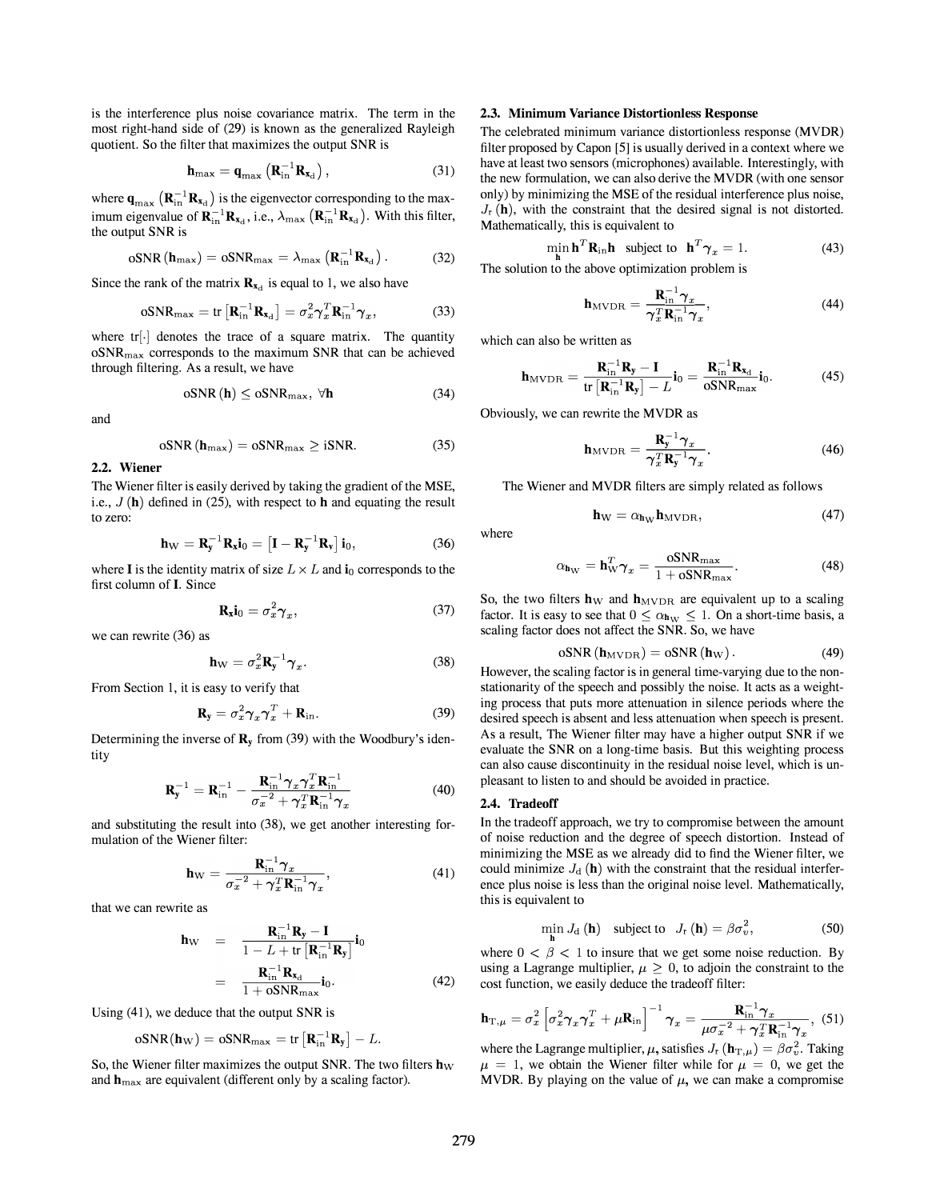is the interference plus noise covariance matrix. The term in the most right-hand side of (29) is known as the generalized Rayleigh quotient. So the filter that maximizes the output SNR is

$$\mathbf{h}_{\max} = \mathbf{q}_{\max}\left(\mathbf{R}_{\text{in}}^{-1}\mathbf{R}_{\mathbf{x}_{\text{d}}}\right), \tag{31}$$

where $\mathbf{q}_{\max}\left(\mathbf{R}_{\text{in}}^{-1}\mathbf{R}_{\mathbf{x}_{\text{d}}}\right)$ is the eigenvector corresponding to the maximum eigenvalue of $\mathbf{R}_{\text{in}}^{-1}\mathbf{R}_{\mathbf{x}_{\text{d}}}$, i.e., $\lambda_{\max}\left(\mathbf{R}_{\text{in}}^{-1}\mathbf{R}_{\mathbf{x}_{\text{d}}}\right)$. With this filter, the output SNR is

$$\text{oSNR}\left(\mathbf{h}_{\max}\right) = \text{oSNR}_{\max} = \lambda_{\max}\left(\mathbf{R}_{\text{in}}^{-1}\mathbf{R}_{\mathbf{x}_{\text{d}}}\right). \tag{32}$$

Since the rank of the matrix $\mathbf{R}_{\mathbf{x}_{\text{d}}}$ is equal to 1, we also have

$$\text{oSNR}_{\max} = \text{tr}\left[\mathbf{R}_{\text{in}}^{-1}\mathbf{R}_{\mathbf{x}_{\text{d}}}\right] = \sigma_x^2 \boldsymbol{\gamma}_x^T \mathbf{R}_{\text{in}}^{-1}\boldsymbol{\gamma}_x, \tag{33}$$

where $\text{tr}[\cdot]$ denotes the trace of a square matrix. The quantity $\text{oSNR}_{\max}$ corresponds to the maximum SNR that can be achieved through filtering. As a result, we have

$$\text{oSNR}\left(\mathbf{h}\right) \leq \text{oSNR}_{\max},\ \forall \mathbf{h} \tag{34}$$

and

$$\text{oSNR}\left(\mathbf{h}_{\max}\right) = \text{oSNR}_{\max} \geq \text{iSNR}. \tag{35}$$

### 2.2. Wiener

The Wiener filter is easily derived by taking the gradient of the MSE, i.e., $J\left(\mathbf{h}\right)$ defined in (25), with respect to $\mathbf{h}$ and equating the result to zero:

$$\mathbf{h}_{\text{W}} = \mathbf{R}_{\mathbf{y}}^{-1}\mathbf{R}_{\mathbf{x}}\mathbf{i}_0 = \left[\mathbf{I} - \mathbf{R}_{\mathbf{y}}^{-1}\mathbf{R}_{\mathbf{v}}\right]\mathbf{i}_0, \tag{36}$$

where $\mathbf{I}$ is the identity matrix of size $L \times L$ and $\mathbf{i}_0$ corresponds to the first column of $\mathbf{I}$. Since

$$\mathbf{R}_{\mathbf{x}}\mathbf{i}_0 = \sigma_x^2\boldsymbol{\gamma}_x, \tag{37}$$

we can rewrite (36) as

$$\mathbf{h}_{\text{W}} = \sigma_x^2\mathbf{R}_{\mathbf{y}}^{-1}\boldsymbol{\gamma}_x. \tag{38}$$

From Section 1, it is easy to verify that

$$\mathbf{R}_{\mathbf{y}} = \sigma_x^2\boldsymbol{\gamma}_x\boldsymbol{\gamma}_x^T + \mathbf{R}_{\text{in}}. \tag{39}$$

Determining the inverse of $\mathbf{R}_{\mathbf{y}}$ from (39) with the Woodbury's identity

$$\mathbf{R}_{\mathbf{y}}^{-1} = \mathbf{R}_{\text{in}}^{-1} - \frac{\mathbf{R}_{\text{in}}^{-1}\boldsymbol{\gamma}_x\boldsymbol{\gamma}_x^T\mathbf{R}_{\text{in}}^{-1}}{\sigma_x^{-2} + \boldsymbol{\gamma}_x^T\mathbf{R}_{\text{in}}^{-1}\boldsymbol{\gamma}_x} \tag{40}$$

and substituting the result into (38), we get another interesting formulation of the Wiener filter:

$$\mathbf{h}_{\text{W}} = \frac{\mathbf{R}_{\text{in}}^{-1}\boldsymbol{\gamma}_x}{\sigma_x^{-2} + \boldsymbol{\gamma}_x^T\mathbf{R}_{\text{in}}^{-1}\boldsymbol{\gamma}_x}, \tag{41}$$

that we can rewrite as

$$\begin{aligned}\mathbf{h}_{\text{W}} &= \frac{\mathbf{R}_{\text{in}}^{-1}\mathbf{R}_{\mathbf{y}} - \mathbf{I}}{1 - L + \text{tr}\left[\mathbf{R}_{\text{in}}^{-1}\mathbf{R}_{\mathbf{y}}\right]}\mathbf{i}_0 \\ &= \frac{\mathbf{R}_{\text{in}}^{-1}\mathbf{R}_{\mathbf{x}_{\text{d}}}}{1 + \text{oSNR}_{\max}}\mathbf{i}_0.\end{aligned} \tag{42}$$

Using (41), we deduce that the output SNR is

$$\text{oSNR}(\mathbf{h}_{\text{W}}) = \text{oSNR}_{\max} = \text{tr}\left[\mathbf{R}_{\text{in}}^{-1}\mathbf{R}_{\mathbf{y}}\right] - L.$$

So, the Wiener filter maximizes the output SNR. The two filters $\mathbf{h}_{\text{W}}$ and $\mathbf{h}_{\max}$ are equivalent (different only by a scaling factor).

### 2.3. Minimum Variance Distortionless Response

The celebrated minimum variance distortionless response (MVDR) filter proposed by Capon [5] is usually derived in a context where we have at least two sensors (microphones) available. Interestingly, with the new formulation, we can also derive the MVDR (with one sensor only) by minimizing the MSE of the residual interference plus noise, $J_{\text{r}}\left(\mathbf{h}\right)$, with the constraint that the desired signal is not distorted. Mathematically, this is equivalent to

$$\min_{\mathbf{h}} \mathbf{h}^T\mathbf{R}_{\text{in}}\mathbf{h} \quad \text{subject to} \quad \mathbf{h}^T\boldsymbol{\gamma}_x = 1. \tag{43}$$

The solution to the above optimization problem is

$$\mathbf{h}_{\text{MVDR}} = \frac{\mathbf{R}_{\text{in}}^{-1}\boldsymbol{\gamma}_x}{\boldsymbol{\gamma}_x^T\mathbf{R}_{\text{in}}^{-1}\boldsymbol{\gamma}_x}, \tag{44}$$

which can also be written as

$$\mathbf{h}_{\text{MVDR}} = \frac{\mathbf{R}_{\text{in}}^{-1}\mathbf{R}_{\mathbf{y}} - \mathbf{I}}{\text{tr}\left[\mathbf{R}_{\text{in}}^{-1}\mathbf{R}_{\mathbf{y}}\right] - L}\mathbf{i}_0 = \frac{\mathbf{R}_{\text{in}}^{-1}\mathbf{R}_{\mathbf{x}_{\text{d}}}}{\text{oSNR}_{\max}}\mathbf{i}_0. \tag{45}$$

Obviously, we can rewrite the MVDR as

$$\mathbf{h}_{\text{MVDR}} = \frac{\mathbf{R}_{\mathbf{y}}^{-1}\boldsymbol{\gamma}_x}{\boldsymbol{\gamma}_x^T\mathbf{R}_{\mathbf{y}}^{-1}\boldsymbol{\gamma}_x}. \tag{46}$$

The Wiener and MVDR filters are simply related as follows

$$\mathbf{h}_{\text{W}} = \alpha_{\mathbf{h}_{\text{W}}}\mathbf{h}_{\text{MVDR}}, \tag{47}$$

where

$$\alpha_{\mathbf{h}_{\text{W}}} = \mathbf{h}_{\text{W}}^T\boldsymbol{\gamma}_x = \frac{\text{oSNR}_{\max}}{1 + \text{oSNR}_{\max}}. \tag{48}$$

So, the two filters $\mathbf{h}_{\text{W}}$ and $\mathbf{h}_{\text{MVDR}}$ are equivalent up to a scaling factor. It is easy to see that $0 \leq \alpha_{\mathbf{h}_{\text{W}}} \leq 1$. On a short-time basis, a scaling factor does not affect the SNR. So, we have

$$\text{oSNR}\left(\mathbf{h}_{\text{MVDR}}\right) = \text{oSNR}\left(\mathbf{h}_{\text{W}}\right). \tag{49}$$

However, the scaling factor is in general time-varying due to the nonstationarity of the speech and possibly the noise. It acts as a weighting process that puts more attenuation in silence periods where the desired speech is absent and less attenuation when speech is present. As a result, The Wiener filter may have a higher output SNR if we evaluate the SNR on a long-time basis. But this weighting process can also cause discontinuity in the residual noise level, which is unpleasant to listen to and should be avoided in practice.

### 2.4. Tradeoff

In the tradeoff approach, we try to compromise between the amount of noise reduction and the degree of speech distortion. Instead of minimizing the MSE as we already did to find the Wiener filter, we could minimize $J_{\text{d}}\left(\mathbf{h}\right)$ with the constraint that the residual interference plus noise is less than the original noise level. Mathematically, this is equivalent to

$$\min_{\mathbf{h}} J_{\text{d}}\left(\mathbf{h}\right) \quad \text{subject to} \quad J_{\text{r}}\left(\mathbf{h}\right) = \beta\sigma_v^2, \tag{50}$$

where $0 < \beta < 1$ to insure that we get some noise reduction. By using a Lagrange multiplier, $\mu \geq 0$, to adjoin the constraint to the cost function, we easily deduce the tradeoff filter:

$$\mathbf{h}_{\text{T},\mu} = \sigma_x^2\left[\sigma_x^2\boldsymbol{\gamma}_x\boldsymbol{\gamma}_x^T + \mu\mathbf{R}_{\text{in}}\right]^{-1}\boldsymbol{\gamma}_x = \frac{\mathbf{R}_{\text{in}}^{-1}\boldsymbol{\gamma}_x}{\mu\sigma_x^{-2} + \boldsymbol{\gamma}_x^T\mathbf{R}_{\text{in}}^{-1}\boldsymbol{\gamma}_x}, \tag{51}$$

where the Lagrange multiplier, $\mu$, satisfies $J_{\text{r}}\left(\mathbf{h}_{\text{T},\mu}\right) = \beta\sigma_v^2$. Taking $\mu = 1$, we obtain the Wiener filter while for $\mu = 0$, we get the MVDR. By playing on the value of $\mu$, we can make a compromise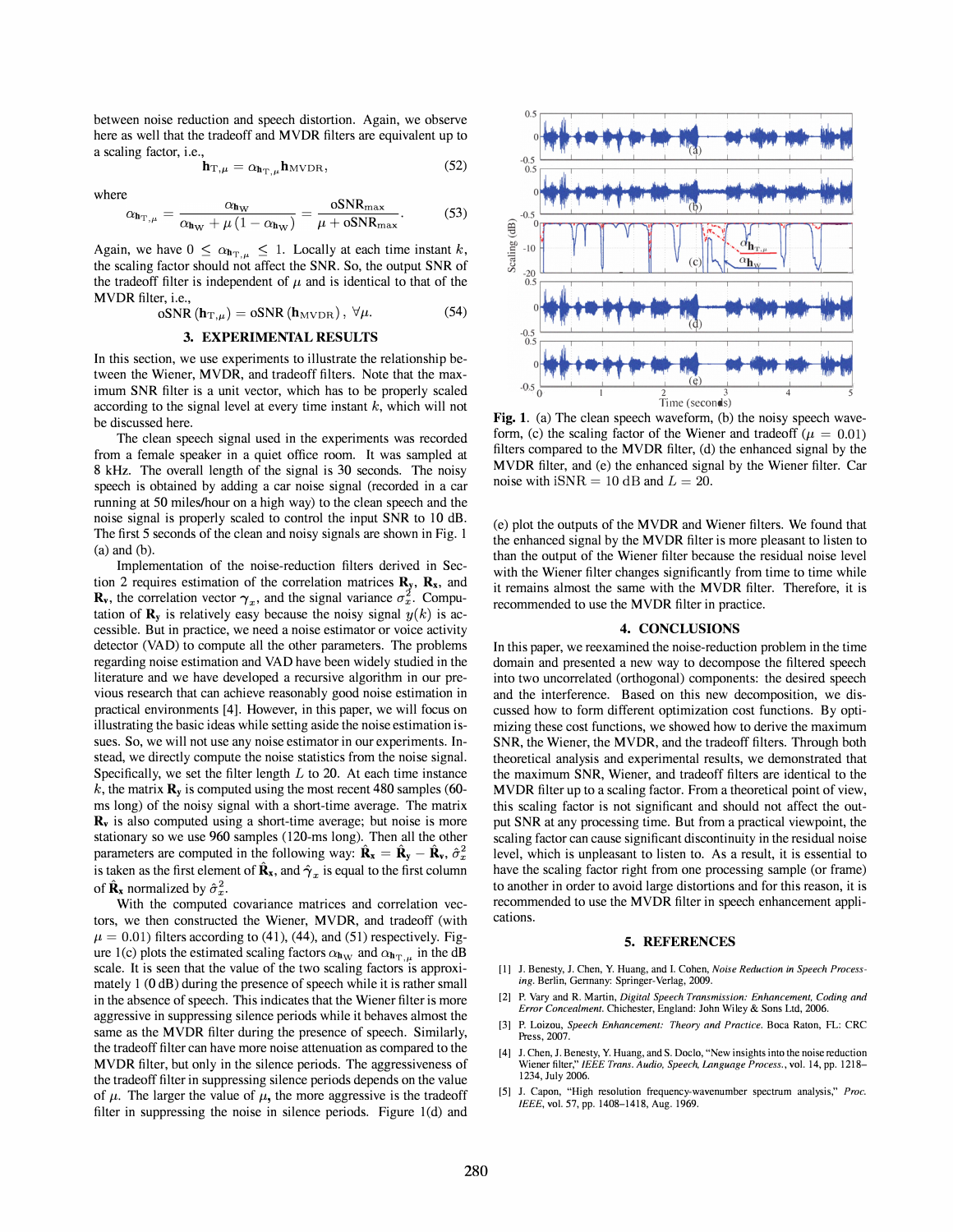between noise reduction and speech distortion. Again, we observe here as well that the tradeoff and MVDR filters are equivalent up to a scaling factor, i.e.,

$$\mathbf{h}_{\mathrm{T},\mu} = \alpha_{\mathbf{h}_{\mathrm{T},\mu}} \mathbf{h}_{\mathrm{MVDR}}, \tag{52}$$

where

$$\alpha_{\mathbf{h}_{\mathrm{T},\mu}} = \frac{\alpha_{\mathbf{h}_{\mathrm{W}}}}{\alpha_{\mathbf{h}_{\mathrm{W}}} + \mu\left(1 - \alpha_{\mathbf{h}_{\mathrm{W}}}\right)} = \frac{\mathrm{oSNR}_{\max}}{\mu + \mathrm{oSNR}_{\max}}. \tag{53}$$

Again, we have $0 \leq \alpha_{\mathbf{h}_{\mathrm{T},\mu}} \leq 1$. Locally at each time instant $k$, the scaling factor should not affect the SNR. So, the output SNR of the tradeoff filter is independent of $\mu$ and is identical to that of the MVDR filter, i.e.,

$$\mathrm{oSNR}\left(\mathbf{h}_{\mathrm{T},\mu}\right) = \mathrm{oSNR}\left(\mathbf{h}_{\mathrm{MVDR}}\right), \ \forall \mu. \tag{54}$$

## 3. EXPERIMENTAL RESULTS

In this section, we use experiments to illustrate the relationship between the Wiener, MVDR, and tradeoff filters. Note that the maximum SNR filter is a unit vector, which has to be properly scaled according to the signal level at every time instant $k$, which will not be discussed here.

The clean speech signal used in the experiments was recorded from a female speaker in a quiet office room. It was sampled at 8 kHz. The overall length of the signal is 30 seconds. The noisy speech is obtained by adding a car noise signal (recorded in a car running at 50 miles/hour on a high way) to the clean speech and the noise signal is properly scaled to control the input SNR to 10 dB. The first 5 seconds of the clean and noisy signals are shown in Fig. 1 (a) and (b).

Implementation of the noise-reduction filters derived in Section 2 requires estimation of the correlation matrices $\mathbf{R}_{\mathbf{y}}$, $\mathbf{R}_{\mathbf{x}}$, and $\mathbf{R}_{\mathbf{v}}$, the correlation vector $\gamma_x$, and the signal variance $\sigma_x^2$. Computation of $\mathbf{R}_{\mathbf{y}}$ is relatively easy because the noisy signal $y(k)$ is accessible. But in practice, we need a noise estimator or voice activity detector (VAD) to compute all the other parameters. The problems regarding noise estimation and VAD have been widely studied in the literature and we have developed a recursive algorithm in our previous research that can achieve reasonably good noise estimation in practical environments [4]. However, in this paper, we will focus on illustrating the basic ideas while setting aside the noise estimation issues. So, we will not use any noise estimator in our experiments. Instead, we directly compute the noise statistics from the noise signal. Specifically, we set the filter length $L$ to 20. At each time instance $k$, the matrix $\mathbf{R}_{\mathbf{y}}$ is computed using the most recent 480 samples (60-ms long) of the noisy signal with a short-time average. The matrix $\mathbf{R}_{\mathbf{v}}$ is also computed using a short-time average; but noise is more stationary so we use 960 samples (120-ms long). Then all the other parameters are computed in the following way: $\hat{\mathbf{R}}_{\mathbf{x}} = \hat{\mathbf{R}}_{\mathbf{y}} - \hat{\mathbf{R}}_{\mathbf{v}}$, $\hat{\sigma}_x^2$ is taken as the first element of $\hat{\mathbf{R}}_{\mathbf{x}}$, and $\hat{\gamma}_x$ is equal to the first column of $\hat{\mathbf{R}}_{\mathbf{x}}$ normalized by $\hat{\sigma}_x^2$.

With the computed covariance matrices and correlation vectors, we then constructed the Wiener, MVDR, and tradeoff (with $\mu = 0.01$) filters according to (41), (44), and (51) respectively. Figure 1(c) plots the estimated scaling factors $\alpha_{\mathbf{h}_{\mathrm{W}}}$ and $\alpha_{\mathbf{h}_{\mathrm{T},\mu}}$ in the dB scale. It is seen that the value of the two scaling factors is approximately 1 (0 dB) during the presence of speech while it is rather small in the absence of speech. This indicates that the Wiener filter is more aggressive in suppressing silence periods while it behaves almost the same as the MVDR filter during the presence of speech. Similarly, the tradeoff filter can have more noise attenuation as compared to the MVDR filter, but only in the silence periods. The aggressiveness of the tradeoff filter in suppressing silence periods depends on the value of $\mu$. The larger the value of $\mu$, the more aggressive is the tradeoff filter in suppressing the noise in silence periods. Figure 1(d) and (e) plot the outputs of the MVDR and Wiener filters. We found that the enhanced signal by the MVDR filter is more pleasant to listen to than the output of the Wiener filter because the residual noise level with the Wiener filter changes significantly from time to time while it remains almost the same with the MVDR filter. Therefore, it is recommended to use the MVDR filter in practice.

0.5
0
-0.5
(a)
0.5
0
-0.5
(b)
0
-10
-20
Scaling (dB)
(c)
$\alpha_{\mathbf{h}_{\mathrm{T},\mu}}$
$\alpha_{\mathbf{h}_{\mathrm{W}}}$
0.5
0
-0.5
(d)
0.5
0
-0.5
(e)
0 1 2 3 4 5
Time (seconds)

**Fig. 1**. (a) The clean speech waveform, (b) the noisy speech waveform, (c) the scaling factor of the Wiener and tradeoff ($\mu = 0.01$) filters compared to the MVDR filter, (d) the enhanced signal by the MVDR filter, and (e) the enhanced signal by the Wiener filter. Car noise with iSNR = 10 dB and $L = 20$.

## 4. CONCLUSIONS

In this paper, we reexamined the noise-reduction problem in the time domain and presented a new way to decompose the filtered speech into two uncorrelated (orthogonal) components: the desired speech and the interference. Based on this new decomposition, we discussed how to form different optimization cost functions. By optimizing these cost functions, we showed how to derive the maximum SNR, the Wiener, the MVDR, and the tradeoff filters. Through both theoretical analysis and experimental results, we demonstrated that the maximum SNR, Wiener, and tradeoff filters are identical to the MVDR filter up to a scaling factor. From a theoretical point of view, this scaling factor is not significant and should not affect the output SNR at any processing time. But from a practical viewpoint, the scaling factor can cause significant discontinuity in the residual noise level, which is unpleasant to listen to. As a result, it is essential to have the scaling factor right from one processing sample (or frame) to another in order to avoid large distortions and for this reason, it is recommended to use the MVDR filter in speech enhancement applications.

## 5. REFERENCES

[1] J. Benesty, J. Chen, Y. Huang, and I. Cohen, *Noise Reduction in Speech Processing*. Berlin, Germany: Springer-Verlag, 2009.

[2] P. Vary and R. Martin, *Digital Speech Transmission: Enhancement, Coding and Error Concealment*. Chichester, England: John Wiley & Sons Ltd, 2006.

[3] P. Loizou, *Speech Enhancement: Theory and Practice*. Boca Raton, FL: CRC Press, 2007.

[4] J. Chen, J. Benesty, Y. Huang, and S. Doclo, "New insights into the noise reduction Wiener filter," *IEEE Trans. Audio, Speech, Language Process.*, vol. 14, pp. 1218–1234, July 2006.

[5] J. Capon, "High resolution frequency-wavenumber spectrum analysis," *Proc. IEEE*, vol. 57, pp. 1408–1418, Aug. 1969.